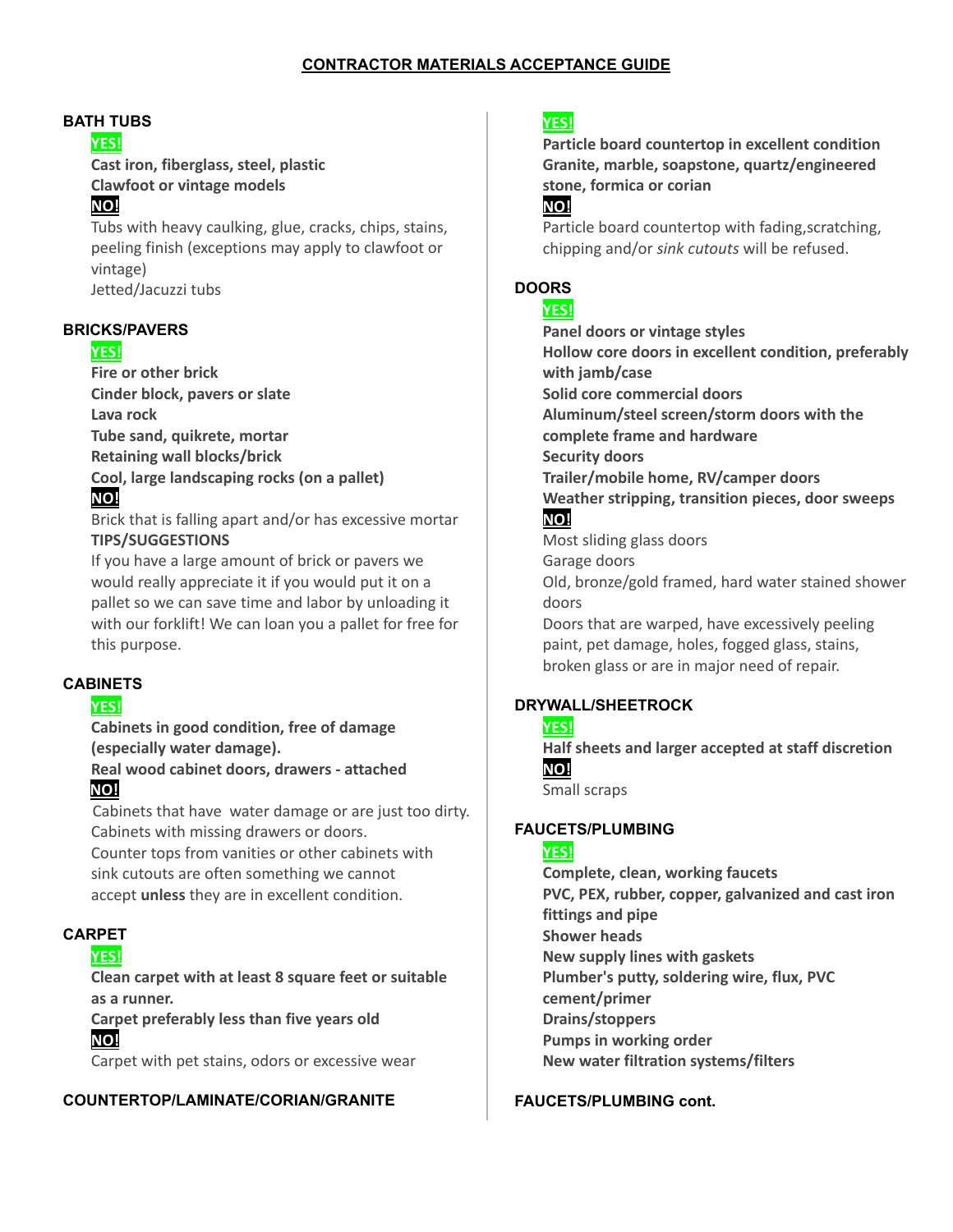# CONTRACTOR MATERIALS ACCEPTANCE GUIDE

### BATH TUBS

**YES!**

**Cast iron, fiberglass, steel, plastic**
**Clawfoot or vintage models**

**NO!**

Tubs with heavy caulking, glue, cracks, chips, stains, peeling finish (exceptions may apply to clawfoot or vintage)
Jetted/Jacuzzi tubs

### BRICKS/PAVERS

**YES!**

**Fire or other brick**
**Cinder block, pavers or slate**
**Lava rock**
**Tube sand, quikrete, mortar**
**Retaining wall blocks/brick**
**Cool, large landscaping rocks (on a pallet)**

**NO!**

Brick that is falling apart and/or has excessive mortar

**TIPS/SUGGESTIONS**

If you have a large amount of brick or pavers we would really appreciate it if you would put it on a pallet so we can save time and labor by unloading it with our forklift! We can loan you a pallet for free for this purpose.

### CABINETS

**YES!**

**Cabinets in good condition, free of damage (especially water damage).**
**Real wood cabinet doors, drawers - attached**

**NO!**

Cabinets that have water damage or are just too dirty.
Cabinets with missing drawers or doors.
Counter tops from vanities or other cabinets with sink cutouts are often something we cannot accept **unless** they are in excellent condition.

### CARPET

**YES!**

**Clean carpet with at least 8 square feet or suitable as a runner.**
**Carpet preferably less than five years old**

**NO!**

Carpet with pet stains, odors or excessive wear

### COUNTERTOP/LAMINATE/CORIAN/GRANITE

**YES!**

**Particle board countertop in excellent condition**
**Granite, marble, soapstone, quartz/engineered stone, formica or corian**

**NO!**

Particle board countertop with fading,scratching, chipping and/or *sink cutouts* will be refused.

### DOORS

**YES!**

**Panel doors or vintage styles**
**Hollow core doors in excellent condition, preferably with jamb/case**
**Solid core commercial doors**
**Aluminum/steel screen/storm doors with the complete frame and hardware**
**Security doors**
**Trailer/mobile home, RV/camper doors**
**Weather stripping, transition pieces, door sweeps**

**NO!**

Most sliding glass doors
Garage doors
Old, bronze/gold framed, hard water stained shower doors
Doors that are warped, have excessively peeling paint, pet damage, holes, fogged glass, stains, broken glass or are in major need of repair.

### DRYWALL/SHEETROCK

**YES!**

**Half sheets and larger accepted at staff discretion**

**NO!**

Small scraps

### FAUCETS/PLUMBING

**YES!**

**Complete, clean, working faucets**
**PVC, PEX, rubber, copper, galvanized and cast iron fittings and pipe**
**Shower heads**
**New supply lines with gaskets**
**Plumber's putty, soldering wire, flux, PVC cement/primer**
**Drains/stoppers**
**Pumps in working order**
**New water filtration systems/filters**

### FAUCETS/PLUMBING cont.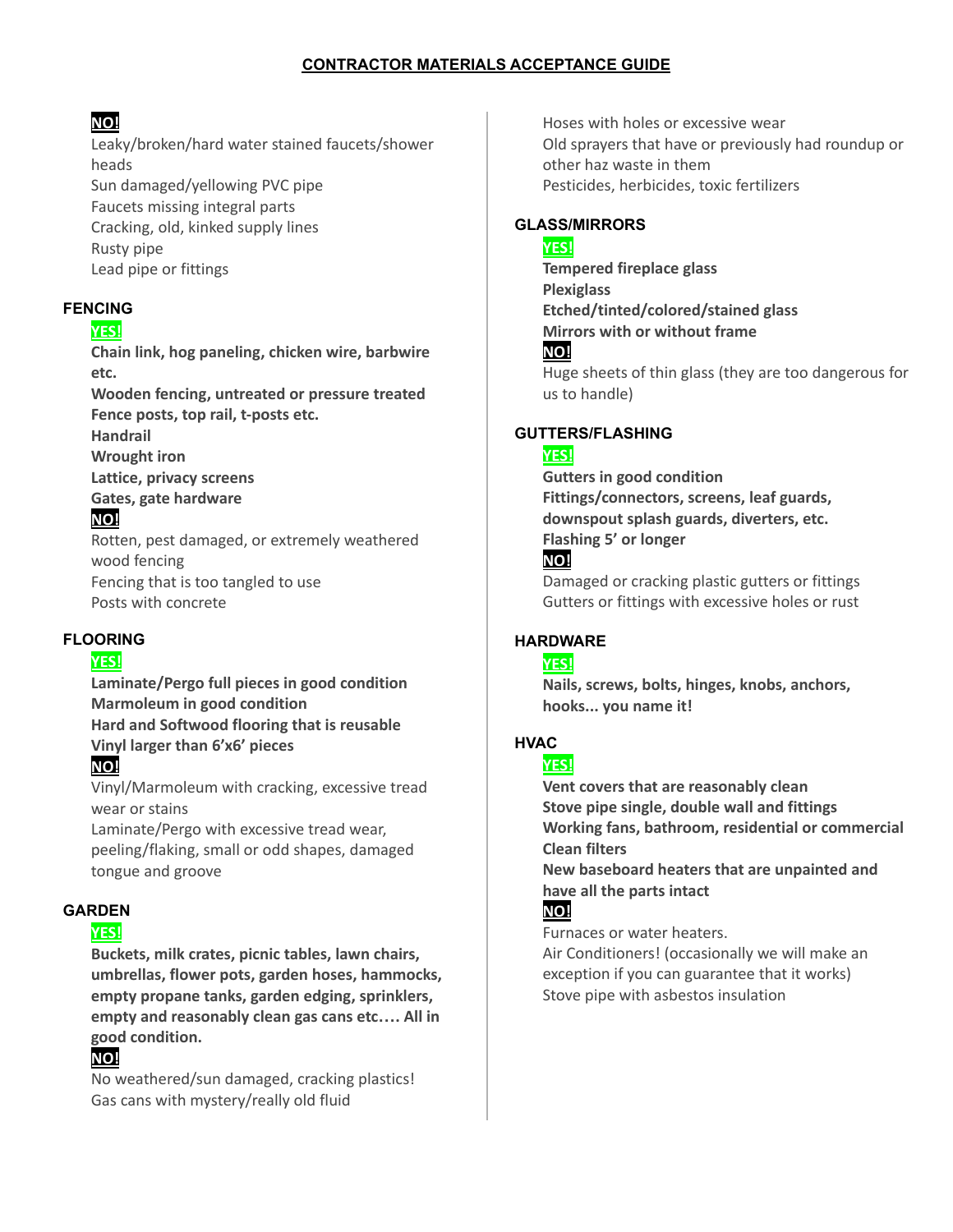## CONTRACTOR MATERIALS ACCEPTANCE GUIDE

**NO!**

Leaky/broken/hard water stained faucets/shower heads
Sun damaged/yellowing PVC pipe
Faucets missing integral parts
Cracking, old, kinked supply lines
Rusty pipe
Lead pipe or fittings

### FENCING

**YES!**

**Chain link, hog paneling, chicken wire, barbwire etc.**
**Wooden fencing, untreated or pressure treated**
**Fence posts, top rail, t-posts etc.**
**Handrail**
**Wrought iron**
**Lattice, privacy screens**
**Gates, gate hardware**

**NO!**

Rotten, pest damaged, or extremely weathered wood fencing
Fencing that is too tangled to use
Posts with concrete

### FLOORING

**YES!**

**Laminate/Pergo full pieces in good condition**
**Marmoleum in good condition**
**Hard and Softwood flooring that is reusable**
**Vinyl larger than 6'x6' pieces**

**NO!**

Vinyl/Marmoleum with cracking, excessive tread wear or stains
Laminate/Pergo with excessive tread wear, peeling/flaking, small or odd shapes, damaged tongue and groove

### GARDEN

**YES!**

**Buckets, milk crates, picnic tables, lawn chairs, umbrellas, flower pots, garden hoses, hammocks, empty propane tanks, garden edging, sprinklers, empty and reasonably clean gas cans etc…. All in good condition.**

**NO!**

No weathered/sun damaged, cracking plastics!
Gas cans with mystery/really old fluid
Hoses with holes or excessive wear
Old sprayers that have or previously had roundup or other haz waste in them
Pesticides, herbicides, toxic fertilizers

### GLASS/MIRRORS

**YES!**

**Tempered fireplace glass**
**Plexiglass**
**Etched/tinted/colored/stained glass**
**Mirrors with or without frame**

**NO!**

Huge sheets of thin glass (they are too dangerous for us to handle)

### GUTTERS/FLASHING

**YES!**

**Gutters in good condition**
**Fittings/connectors, screens, leaf guards, downspout splash guards, diverters, etc.**
**Flashing 5' or longer**

**NO!**

Damaged or cracking plastic gutters or fittings
Gutters or fittings with excessive holes or rust

### HARDWARE

**YES!**

**Nails, screws, bolts, hinges, knobs, anchors, hooks... you name it!**

### HVAC

**YES!**

**Vent covers that are reasonably clean**
**Stove pipe single, double wall and fittings**
**Working fans, bathroom, residential or commercial**
**Clean filters**
**New baseboard heaters that are unpainted and have all the parts intact**

**NO!**

Furnaces or water heaters.
Air Conditioners! (occasionally we will make an exception if you can guarantee that it works)
Stove pipe with asbestos insulation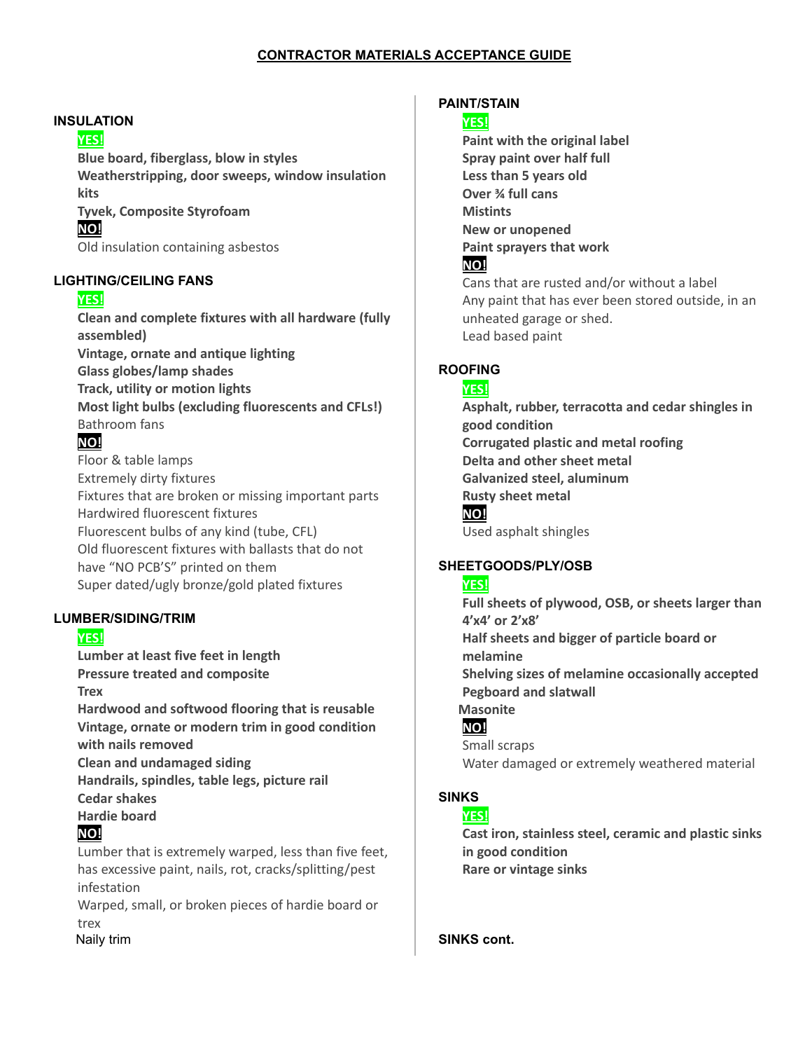## CONTRACTOR MATERIALS ACCEPTANCE GUIDE

### INSULATION

**YES!**

**Blue board, fiberglass, blow in styles**
**Weatherstripping, door sweeps, window insulation kits**
**Tyvek, Composite Styrofoam**

**NO!**

Old insulation containing asbestos

### LIGHTING/CEILING FANS

**YES!**

**Clean and complete fixtures with all hardware (fully assembled)**
**Vintage, ornate and antique lighting**
**Glass globes/lamp shades**
**Track, utility or motion lights**
**Most light bulbs (excluding fluorescents and CFLs!)**
Bathroom fans

**NO!**

Floor & table lamps
Extremely dirty fixtures
Fixtures that are broken or missing important parts
Hardwired fluorescent fixtures
Fluorescent bulbs of any kind (tube, CFL)
Old fluorescent fixtures with ballasts that do not have "NO PCB'S" printed on them
Super dated/ugly bronze/gold plated fixtures

### LUMBER/SIDING/TRIM

**YES!**

**Lumber at least five feet in length**
**Pressure treated and composite**
**Trex**
**Hardwood and softwood flooring that is reusable**
**Vintage, ornate or modern trim in good condition with nails removed**
**Clean and undamaged siding**
**Handrails, spindles, table legs, picture rail**
**Cedar shakes**
**Hardie board**

**NO!**

Lumber that is extremely warped, less than five feet, has excessive paint, nails, rot, cracks/splitting/pest infestation
Warped, small, or broken pieces of hardie board or trex
Naily trim

### PAINT/STAIN

**YES!**

**Paint with the original label**
**Spray paint over half full**
**Less than 5 years old**
**Over ¾ full cans**
**Mistints**
**New or unopened**
**Paint sprayers that work**

**NO!**

Cans that are rusted and/or without a label
Any paint that has ever been stored outside, in an unheated garage or shed.
Lead based paint

### ROOFING

**YES!**

**Asphalt, rubber, terracotta and cedar shingles in good condition**
**Corrugated plastic and metal roofing**
**Delta and other sheet metal**
**Galvanized steel, aluminum**
**Rusty sheet metal**

**NO!**

Used asphalt shingles

### SHEETGOODS/PLY/OSB

**YES!**

**Full sheets of plywood, OSB, or sheets larger than 4'x4' or 2'x8'**
**Half sheets and bigger of particle board or melamine**
**Shelving sizes of melamine occasionally accepted**
**Pegboard and slatwall**
**Masonite**

**NO!**

Small scraps
Water damaged or extremely weathered material

### SINKS

**YES!**

**Cast iron, stainless steel, ceramic and plastic sinks in good condition**
**Rare or vintage sinks**

### SINKS cont.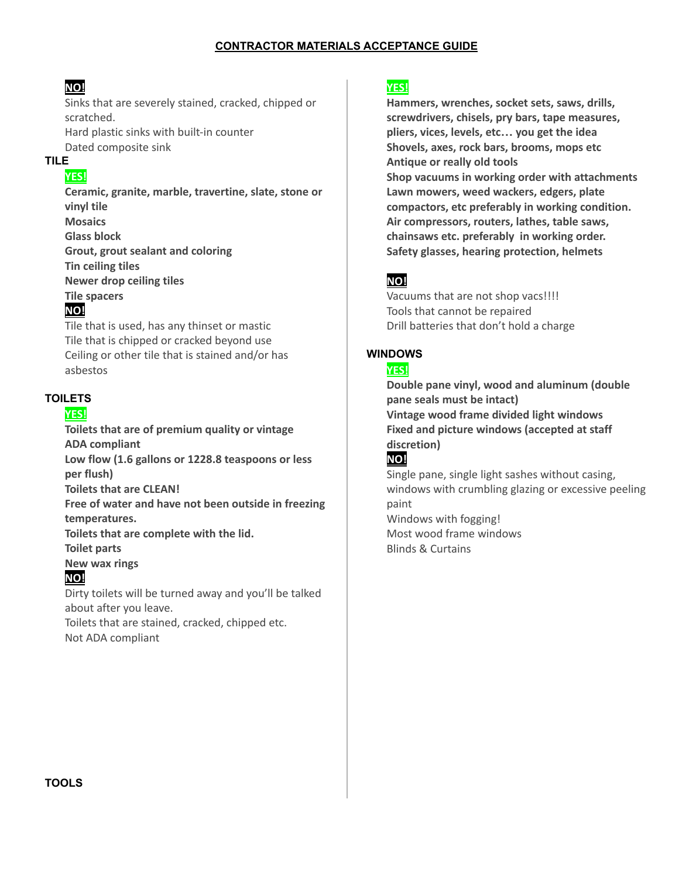## CONTRACTOR MATERIALS ACCEPTANCE GUIDE

**NO!**

Sinks that are severely stained, cracked, chipped or scratched.
Hard plastic sinks with built-in counter
Dated composite sink

### TILE

**YES!**

**Ceramic, granite, marble, travertine, slate, stone or vinyl tile**
**Mosaics**
**Glass block**
**Grout, grout sealant and coloring**
**Tin ceiling tiles**
**Newer drop ceiling tiles**
**Tile spacers**

**NO!**

Tile that is used, has any thinset or mastic
Tile that is chipped or cracked beyond use
Ceiling or other tile that is stained and/or has asbestos

### TOILETS

**YES!**

**Toilets that are of premium quality or vintage**
**ADA compliant**
**Low flow (1.6 gallons or 1228.8 teaspoons or less per flush)**
**Toilets that are CLEAN!**
**Free of water and have not been outside in freezing temperatures.**
**Toilets that are complete with the lid.**
**Toilet parts**
**New wax rings**

**NO!**

Dirty toilets will be turned away and you'll be talked about after you leave.
Toilets that are stained, cracked, chipped etc.
Not ADA compliant

### TOOLS

**YES!**

**Hammers, wrenches, socket sets, saws, drills, screwdrivers, chisels, pry bars, tape measures, pliers, vices, levels, etc… you get the idea**
**Shovels, axes, rock bars, brooms, mops etc**
**Antique or really old tools**
**Shop vacuums in working order with attachments**
**Lawn mowers, weed wackers, edgers, plate compactors, etc preferably in working condition.**
**Air compressors, routers, lathes, table saws, chainsaws etc. preferably in working order.**
**Safety glasses, hearing protection, helmets**

**NO!**

Vacuums that are not shop vacs!!!!
Tools that cannot be repaired
Drill batteries that don't hold a charge

### WINDOWS

**YES!**

**Double pane vinyl, wood and aluminum (double pane seals must be intact)**
**Vintage wood frame divided light windows**
**Fixed and picture windows (accepted at staff discretion)**

**NO!**

Single pane, single light sashes without casing, windows with crumbling glazing or excessive peeling paint
Windows with fogging!
Most wood frame windows
Blinds & Curtains